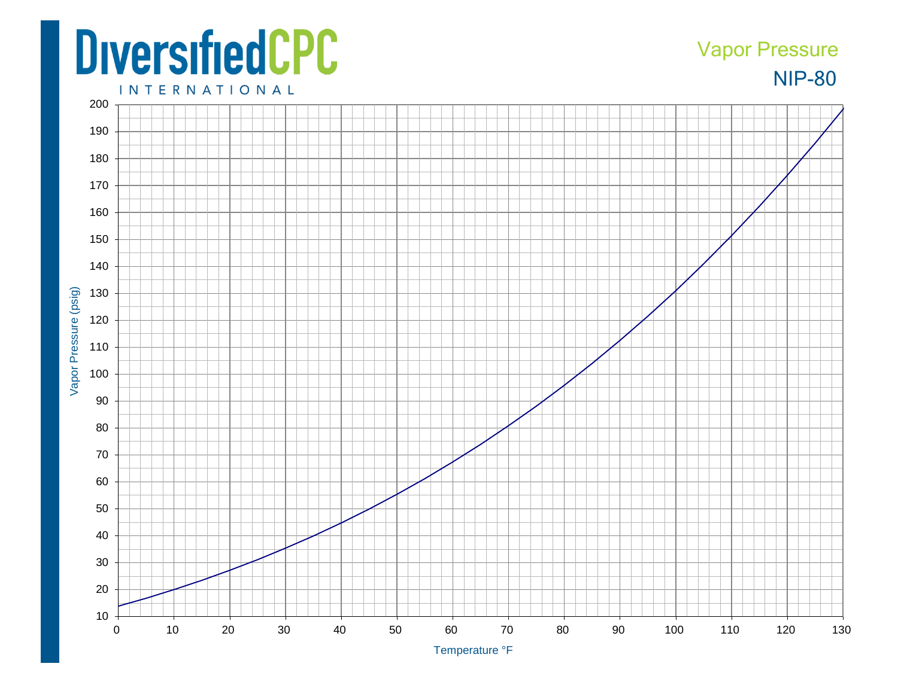DiversifiedCPC

INTERNATIONAL

Vapor Pressure

NIP-80

Vapor Pressure (psig)

200
190
180
170
160
150
140
130
120
110
100
90
80
70
60
50
40
30
20
10

0 10 20 30 40 50 60 70 80 90 100 110 120 130

Temperature °F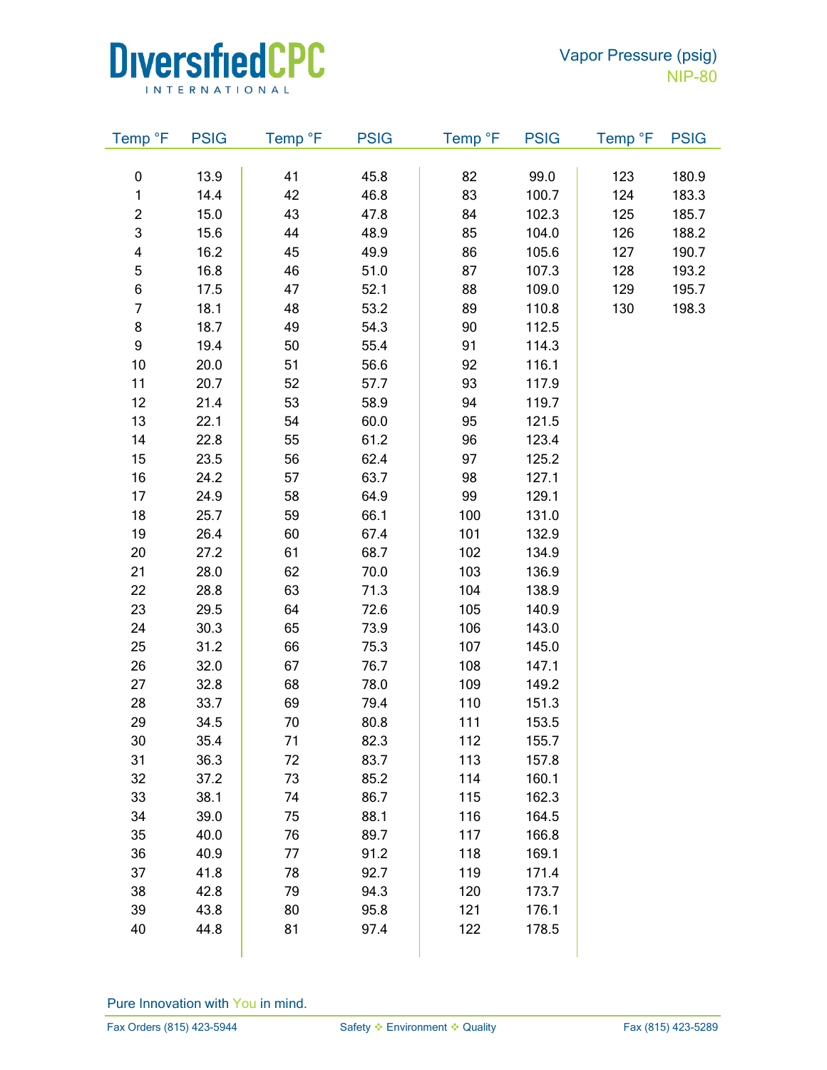# Vapor Pressure (psig)

## NIP-80

| Temp °F | PSIG | Temp °F | PSIG | Temp °F | PSIG | Temp °F | PSIG |
|---|---|---|---|---|---|---|---|
| 0 | 13.9 | 41 | 45.8 | 82 | 99.0 | 123 | 180.9 |
| 1 | 14.4 | 42 | 46.8 | 83 | 100.7 | 124 | 183.3 |
| 2 | 15.0 | 43 | 47.8 | 84 | 102.3 | 125 | 185.7 |
| 3 | 15.6 | 44 | 48.9 | 85 | 104.0 | 126 | 188.2 |
| 4 | 16.2 | 45 | 49.9 | 86 | 105.6 | 127 | 190.7 |
| 5 | 16.8 | 46 | 51.0 | 87 | 107.3 | 128 | 193.2 |
| 6 | 17.5 | 47 | 52.1 | 88 | 109.0 | 129 | 195.7 |
| 7 | 18.1 | 48 | 53.2 | 89 | 110.8 | 130 | 198.3 |
| 8 | 18.7 | 49 | 54.3 | 90 | 112.5 | | |
| 9 | 19.4 | 50 | 55.4 | 91 | 114.3 | | |
| 10 | 20.0 | 51 | 56.6 | 92 | 116.1 | | |
| 11 | 20.7 | 52 | 57.7 | 93 | 117.9 | | |
| 12 | 21.4 | 53 | 58.9 | 94 | 119.7 | | |
| 13 | 22.1 | 54 | 60.0 | 95 | 121.5 | | |
| 14 | 22.8 | 55 | 61.2 | 96 | 123.4 | | |
| 15 | 23.5 | 56 | 62.4 | 97 | 125.2 | | |
| 16 | 24.2 | 57 | 63.7 | 98 | 127.1 | | |
| 17 | 24.9 | 58 | 64.9 | 99 | 129.1 | | |
| 18 | 25.7 | 59 | 66.1 | 100 | 131.0 | | |
| 19 | 26.4 | 60 | 67.4 | 101 | 132.9 | | |
| 20 | 27.2 | 61 | 68.7 | 102 | 134.9 | | |
| 21 | 28.0 | 62 | 70.0 | 103 | 136.9 | | |
| 22 | 28.8 | 63 | 71.3 | 104 | 138.9 | | |
| 23 | 29.5 | 64 | 72.6 | 105 | 140.9 | | |
| 24 | 30.3 | 65 | 73.9 | 106 | 143.0 | | |
| 25 | 31.2 | 66 | 75.3 | 107 | 145.0 | | |
| 26 | 32.0 | 67 | 76.7 | 108 | 147.1 | | |
| 27 | 32.8 | 68 | 78.0 | 109 | 149.2 | | |
| 28 | 33.7 | 69 | 79.4 | 110 | 151.3 | | |
| 29 | 34.5 | 70 | 80.8 | 111 | 153.5 | | |
| 30 | 35.4 | 71 | 82.3 | 112 | 155.7 | | |
| 31 | 36.3 | 72 | 83.7 | 113 | 157.8 | | |
| 32 | 37.2 | 73 | 85.2 | 114 | 160.1 | | |
| 33 | 38.1 | 74 | 86.7 | 115 | 162.3 | | |
| 34 | 39.0 | 75 | 88.1 | 116 | 164.5 | | |
| 35 | 40.0 | 76 | 89.7 | 117 | 166.8 | | |
| 36 | 40.9 | 77 | 91.2 | 118 | 169.1 | | |
| 37 | 41.8 | 78 | 92.7 | 119 | 171.4 | | |
| 38 | 42.8 | 79 | 94.3 | 120 | 173.7 | | |
| 39 | 43.8 | 80 | 95.8 | 121 | 176.1 | | |
| 40 | 44.8 | 81 | 97.4 | 122 | 178.5 | | |

Pure Innovation with You in mind.

Fax Orders (815) 423-5944 Safety ❖ Environment ❖ Quality Fax (815) 423-5289